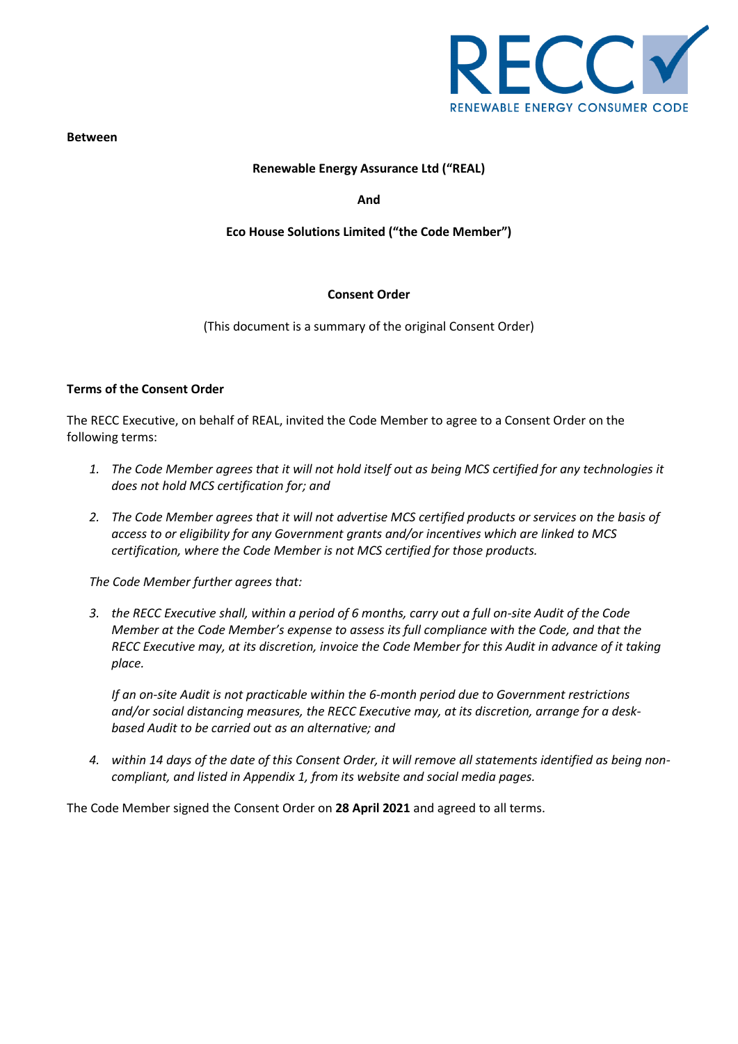**Between**

**Renewable Energy Assurance Ltd ("REAL)**

**And**

**Eco House Solutions Limited ("the Code Member")**

**Consent Order**

(This document is a summary of the original Consent Order)

**Terms of the Consent Order**

The RECC Executive, on behalf of REAL, invited the Code Member to agree to a Consent Order on the following terms:

1. *The Code Member agrees that it will not hold itself out as being MCS certified for any technologies it does not hold MCS certification for; and*

2. *The Code Member agrees that it will not advertise MCS certified products or services on the basis of access to or eligibility for any Government grants and/or incentives which are linked to MCS certification, where the Code Member is not MCS certified for those products.*

*The Code Member further agrees that:*

3. *the RECC Executive shall, within a period of 6 months, carry out a full on-site Audit of the Code Member at the Code Member's expense to assess its full compliance with the Code, and that the RECC Executive may, at its discretion, invoice the Code Member for this Audit in advance of it taking place.*

   *If an on-site Audit is not practicable within the 6-month period due to Government restrictions and/or social distancing measures, the RECC Executive may, at its discretion, arrange for a desk-based Audit to be carried out as an alternative; and*

4. *within 14 days of the date of this Consent Order, it will remove all statements identified as being non-compliant, and listed in Appendix 1, from its website and social media pages.*

The Code Member signed the Consent Order on **28 April 2021** and agreed to all terms.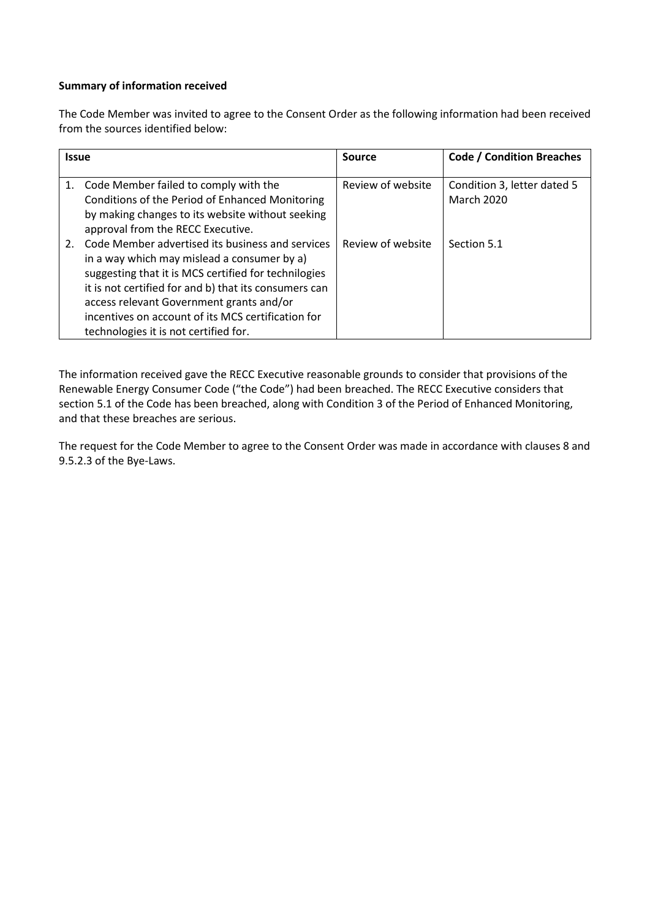**Summary of information received**

The Code Member was invited to agree to the Consent Order as the following information had been received from the sources identified below:

| Issue | Source | Code / Condition Breaches |
|---|---|---|
| 1. Code Member failed to comply with the Conditions of the Period of Enhanced Monitoring by making changes to its website without seeking approval from the RECC Executive. | Review of website | Condition 3, letter dated 5 March 2020 |
| 2. Code Member advertised its business and services in a way which may mislead a consumer by a) suggesting that it is MCS certified for technilogies it is not certified for and b) that its consumers can access relevant Government grants and/or incentives on account of its MCS certification for technologies it is not certified for. | Review of website | Section 5.1 |

The information received gave the RECC Executive reasonable grounds to consider that provisions of the Renewable Energy Consumer Code ("the Code") had been breached. The RECC Executive considers that section 5.1 of the Code has been breached, along with Condition 3 of the Period of Enhanced Monitoring, and that these breaches are serious.

The request for the Code Member to agree to the Consent Order was made in accordance with clauses 8 and 9.5.2.3 of the Bye-Laws.